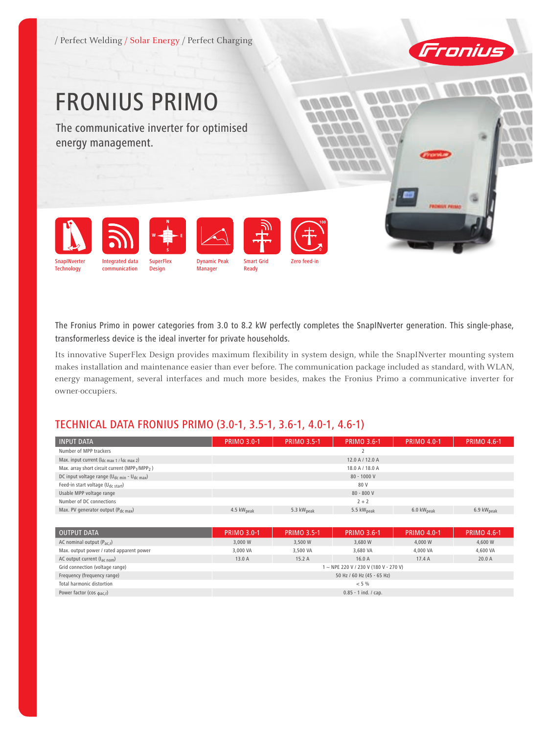/ Perfect Welding / Solar Energy / Perfect Charging

# FRONIUS PRIMO

The communicative inverter for optimised energy management.

SnapINverter Technology | Integrated data communication | SuperFlex Design | Dynamic Peak Manager | Smart Grid Ready | Zero feed-in

The Fronius Primo in power categories from 3.0 to 8.2 kW perfectly completes the SnapINverter generation. This single-phase, transformerless device is the ideal inverter for private households.

Its innovative SuperFlex Design provides maximum flexibility in system design, while the SnapINverter mounting system makes installation and maintenance easier than ever before. The communication package included as standard, with WLAN, energy management, several interfaces and much more besides, makes the Fronius Primo a communicative inverter for owner-occupiers.

## TECHNICAL DATA FRONIUS PRIMO (3.0-1, 3.5-1, 3.6-1, 4.0-1, 4.6-1)

| INPUT DATA | PRIMO 3.0-1 | PRIMO 3.5-1 | PRIMO 3.6-1 | PRIMO 4.0-1 | PRIMO 4.6-1 |
|---|---|---|---|---|---|
| Number of MPP trackers | 2 | | | | |
| Max. input current ($I_{dc\ max\ 1}$ / $I_{dc\ max\ 2}$) | 12.0 A / 12.0 A | | | | |
| Max. array short circuit current ($MPP_1/MPP_2$ ) | 18.0 A / 18.0 A | | | | |
| DC input voltage range ($U_{dc\ min}$ - $U_{dc\ max}$) | 80 - 1000 V | | | | |
| Feed-in start voltage ($U_{dc\ start}$) | 80 V | | | | |
| Usable MPP voltage range | 80 - 800 V | | | | |
| Number of DC connections | 2 + 2 | | | | |
| Max. PV generator output ($P_{dc\ max}$) | 4.5 $kW_{peak}$ | 5.3 $kW_{peak}$ | 5.5 $kW_{peak}$ | 6.0 $kW_{peak}$ | 6.9 $kW_{peak}$ |

| OUTPUT DATA | PRIMO 3.0-1 | PRIMO 3.5-1 | PRIMO 3.6-1 | PRIMO 4.0-1 | PRIMO 4.6-1 |
|---|---|---|---|---|---|
| AC nominal output ($P_{ac,r}$) | 3,000 W | 3,500 W | 3,680 W | 4,000 W | 4,600 W |
| Max. output power / rated apparent power | 3,000 VA | 3,500 VA | 3,680 VA | 4,000 VA | 4,600 VA |
| AC output current ($I_{ac\ nom}$) | 13.0 A | 15.2 A | 16.0 A | 17.4 A | 20.0 A |
| Grid connection (voltage range) | 1 ~ NPE 220 V / 230 V (180 V - 270 V) | | | | |
| Frequency (frequency range) | 50 Hz / 60 Hz (45 - 65 Hz) | | | | |
| Total harmonic distortion | < 5 % | | | | |
| Power factor (cos $\phi_{ac,r}$) | 0.85 - 1 ind. / cap. | | | | |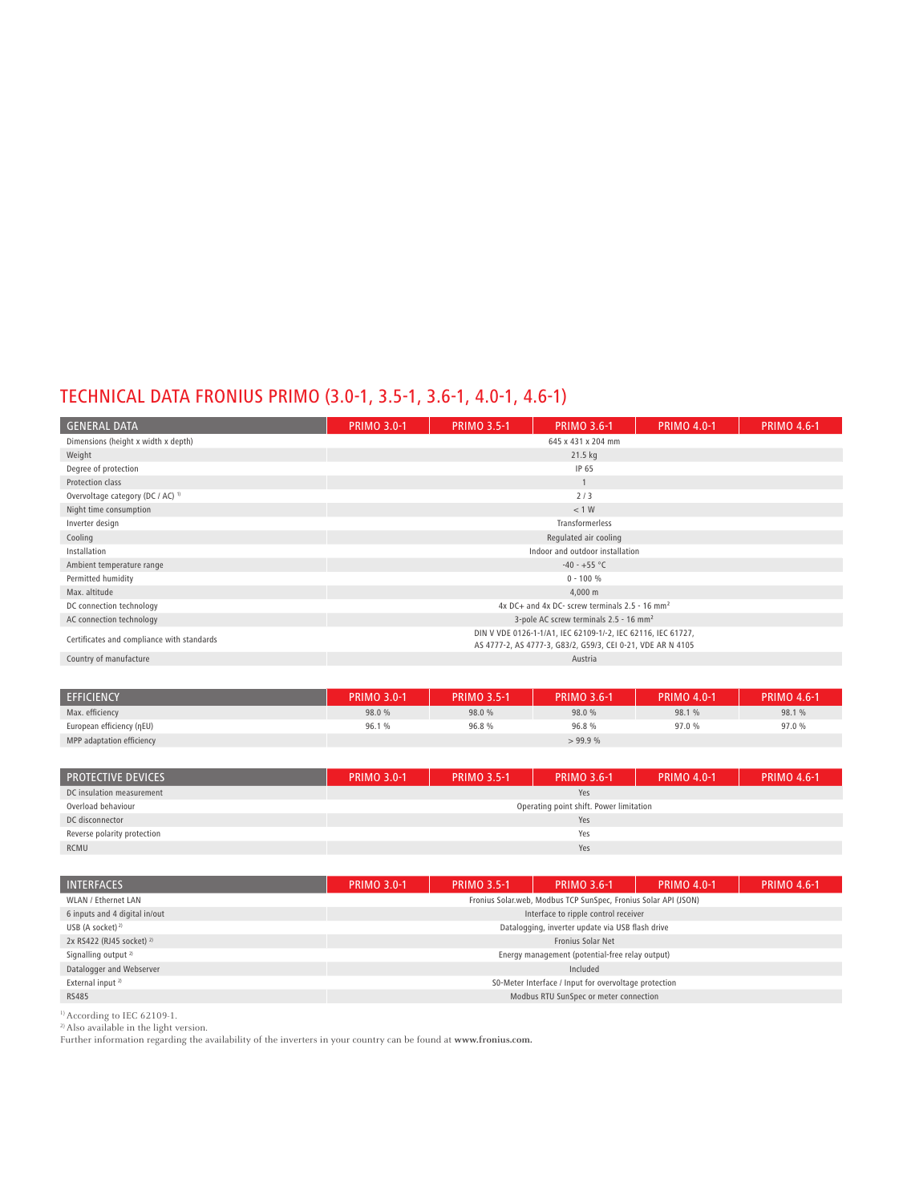## TECHNICAL DATA FRONIUS PRIMO (3.0-1, 3.5-1, 3.6-1, 4.0-1, 4.6-1)

| GENERAL DATA | PRIMO 3.0-1 | PRIMO 3.5-1 | PRIMO 3.6-1 | PRIMO 4.0-1 | PRIMO 4.6-1 |
|---|---|---|---|---|---|
| Dimensions (height x width x depth) | 645 x 431 x 204 mm | | | | |
| Weight | 21.5 kg | | | | |
| Degree of protection | IP 65 | | | | |
| Protection class | 1 | | | | |
| Overvoltage category (DC / AC) [1] | 2 / 3 | | | | |
| Night time consumption | < 1 W | | | | |
| Inverter design | Transformerless | | | | |
| Cooling | Regulated air cooling | | | | |
| Installation | Indoor and outdoor installation | | | | |
| Ambient temperature range | -40 - +55 °C | | | | |
| Permitted humidity | 0 - 100 % | | | | |
| Max. altitude | 4,000 m | | | | |
| DC connection technology | 4x DC+ and 4x DC- screw terminals 2.5 - 16 mm² | | | | |
| AC connection technology | 3-pole AC screw terminals 2.5 - 16 mm² | | | | |
| Certificates and compliance with standards | DIN V VDE 0126-1-1/A1, IEC 62109-1/-2, IEC 62116, IEC 61727, AS 4777-2, AS 4777-3, G83/2, G59/3, CEI 0-21, VDE AR N 4105 | | | | |
| Country of manufacture | Austria | | | | |

| EFFICIENCY | PRIMO 3.0-1 | PRIMO 3.5-1 | PRIMO 3.6-1 | PRIMO 4.0-1 | PRIMO 4.6-1 |
|---|---|---|---|---|---|
| Max. efficiency | 98.0 % | 98.0 % | 98.0 % | 98.1 % | 98.1 % |
| European efficiency (ηEU) | 96.1 % | 96.8 % | 96.8 % | 97.0 % | 97.0 % |
| MPP adaptation efficiency | > 99.9 % | | | | |

| PROTECTIVE DEVICES | PRIMO 3.0-1 | PRIMO 3.5-1 | PRIMO 3.6-1 | PRIMO 4.0-1 | PRIMO 4.6-1 |
|---|---|---|---|---|---|
| DC insulation measurement | Yes | | | | |
| Overload behaviour | Operating point shift. Power limitation | | | | |
| DC disconnector | Yes | | | | |
| Reverse polarity protection | Yes | | | | |
| RCMU | Yes | | | | |

| INTERFACES | PRIMO 3.0-1 | PRIMO 3.5-1 | PRIMO 3.6-1 | PRIMO 4.0-1 | PRIMO 4.6-1 |
|---|---|---|---|---|---|
| WLAN / Ethernet LAN | Fronius Solar.web, Modbus TCP SunSpec, Fronius Solar API (JSON) | | | | |
| 6 inputs and 4 digital in/out | Interface to ripple control receiver | | | | |
| USB (A socket) [2] | Datalogging, inverter update via USB flash drive | | | | |
| 2x RS422 (RJ45 socket) [2] | Fronius Solar Net | | | | |
| Signalling output [2] | Energy management (potential-free relay output) | | | | |
| Datalogger and Webserver | Included | | | | |
| External input [2] | S0-Meter Interface / Input for overvoltage protection | | | | |
| RS485 | Modbus RTU SunSpec or meter connection | | | | |

[1] According to IEC 62109-1.
[2] Also available in the light version.
Further information regarding the availability of the inverters in your country can be found at **www.fronius.com.**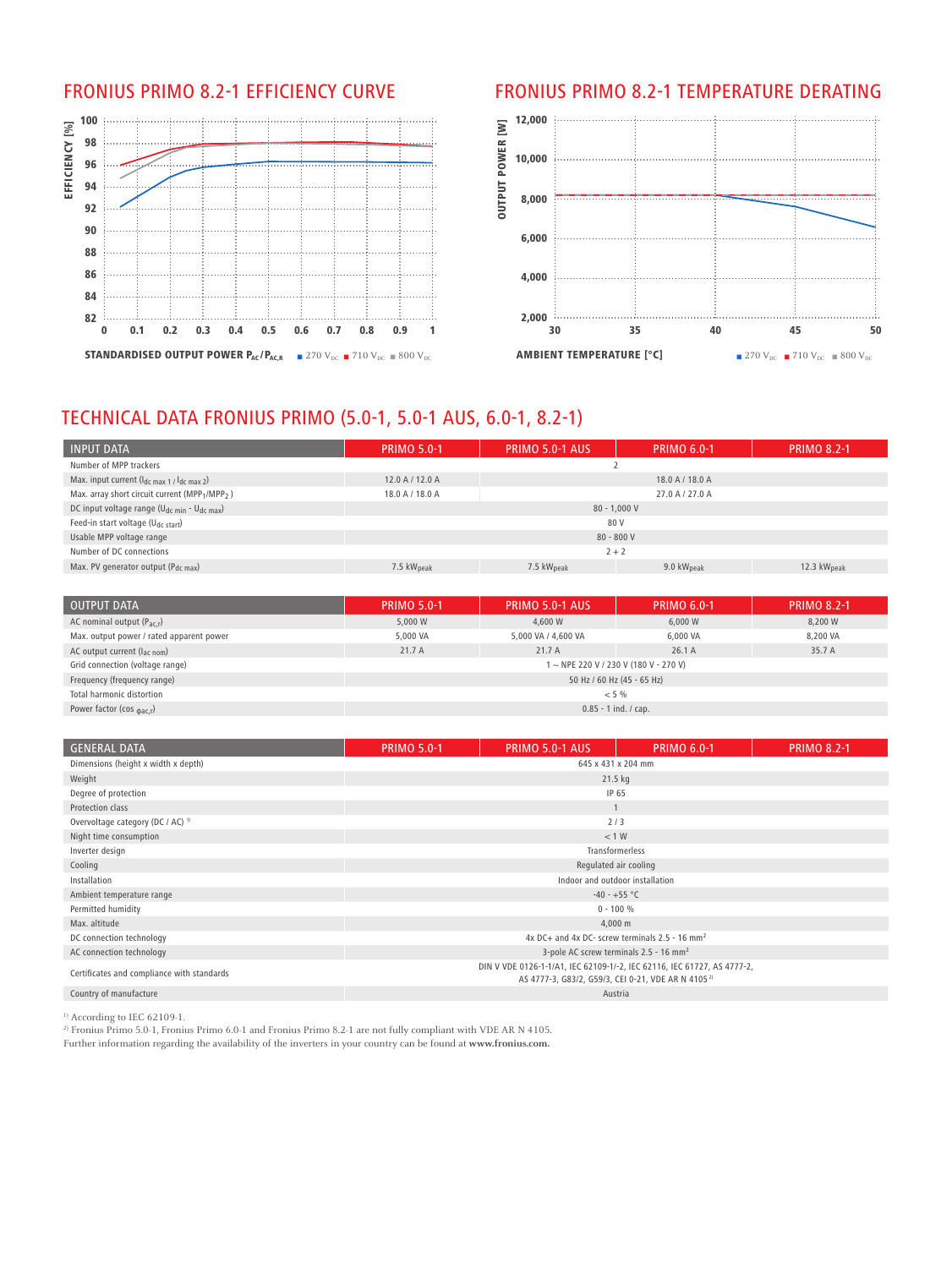## FRONIUS PRIMO 8.2-1 EFFICIENCY CURVE

EFFICIENCY [%]

STANDARDISED OUTPUT POWER $P_{AC}/P_{AC,R}$ ■ 270 $V_{DC}$ ■ 710 $V_{DC}$ ■ 800 $V_{DC}$

## FRONIUS PRIMO 8.2-1 TEMPERATURE DERATING

OUTPUT POWER [W]

AMBIENT TEMPERATURE [°C] ■ 270 $V_{DC}$ ■ 710 $V_{DC}$ ■ 800 $V_{DC}$

# TECHNICAL DATA FRONIUS PRIMO (5.0-1, 5.0-1 AUS, 6.0-1, 8.2-1)

| INPUT DATA | PRIMO 5.0-1 | PRIMO 5.0-1 AUS | PRIMO 6.0-1 | PRIMO 8.2-1 |
|---|---|---|---|---|
| Number of MPP trackers | 2 | | | |
| Max. input current ($I_{dc\ max\ 1}$ / $I_{dc\ max\ 2}$) | 12.0 A / 12.0 A | 18.0 A / 18.0 A | | |
| Max. array short circuit current ($MPP_1$/$MPP_2$) | 18.0 A / 18.0 A | 27.0 A / 27.0 A | | |
| DC input voltage range ($U_{dc\ min}$ - $U_{dc\ max}$) | 80 - 1,000 V | | | |
| Feed-in start voltage ($U_{dc\ start}$) | 80 V | | | |
| Usable MPP voltage range | 80 - 800 V | | | |
| Number of DC connections | 2 + 2 | | | |
| Max. PV generator output ($P_{dc\ max}$) | 7.5 $kW_{peak}$ | 7.5 $kW_{peak}$ | 9.0 $kW_{peak}$ | 12.3 $kW_{peak}$ |

| OUTPUT DATA | PRIMO 5.0-1 | PRIMO 5.0-1 AUS | PRIMO 6.0-1 | PRIMO 8.2-1 |
|---|---|---|---|---|
| AC nominal output ($P_{ac,r}$) | 5,000 W | 4,600 W | 6,000 W | 8,200 W |
| Max. output power / rated apparent power | 5,000 VA | 5,000 VA / 4,600 VA | 6,000 VA | 8,200 VA |
| AC output current ($I_{ac\ nom}$) | 21.7 A | 21.7 A | 26.1 A | 35.7 A |
| Grid connection (voltage range) | 1 ~ NPE 220 V / 230 V (180 V - 270 V) | | | |
| Frequency (frequency range) | 50 Hz / 60 Hz (45 - 65 Hz) | | | |
| Total harmonic distortion | < 5 % | | | |
| Power factor (cos $\phi_{ac,r}$) | 0.85 - 1 ind. / cap. | | | |

| GENERAL DATA | PRIMO 5.0-1 | PRIMO 5.0-1 AUS | PRIMO 6.0-1 | PRIMO 8.2-1 |
|---|---|---|---|---|
| Dimensions (height x width x depth) | 645 x 431 x 204 mm | | | |
| Weight | 21.5 kg | | | |
| Degree of protection | IP 65 | | | |
| Protection class | 1 | | | |
| Overvoltage category (DC / AC) [1] | 2 / 3 | | | |
| Night time consumption | < 1 W | | | |
| Inverter design | Transformerless | | | |
| Cooling | Regulated air cooling | | | |
| Installation | Indoor and outdoor installation | | | |
| Ambient temperature range | -40 - +55 °C | | | |
| Permitted humidity | 0 - 100 % | | | |
| Max. altitude | 4,000 m | | | |
| DC connection technology | 4x DC+ and 4x DC- screw terminals 2.5 - 16 $mm^2$ | | | |
| AC connection technology | 3-pole AC screw terminals 2.5 - 16 $mm^2$ | | | |
| Certificates and compliance with standards | DIN V VDE 0126-1-1/A1, IEC 62109-1/-2, IEC 62116, IEC 61727, AS 4777-2, AS 4777-3, G83/2, G59/3, CEI 0-21, VDE AR N 4105 [2] | | | |
| Country of manufacture | Austria | | | |

[1] According to IEC 62109-1.
[2] Fronius Primo 5.0-1, Fronius Primo 6.0-1 and Fronius Primo 8.2-1 are not fully compliant with VDE AR N 4105.
Further information regarding the availability of the inverters in your country can be found at **www.fronius.com.**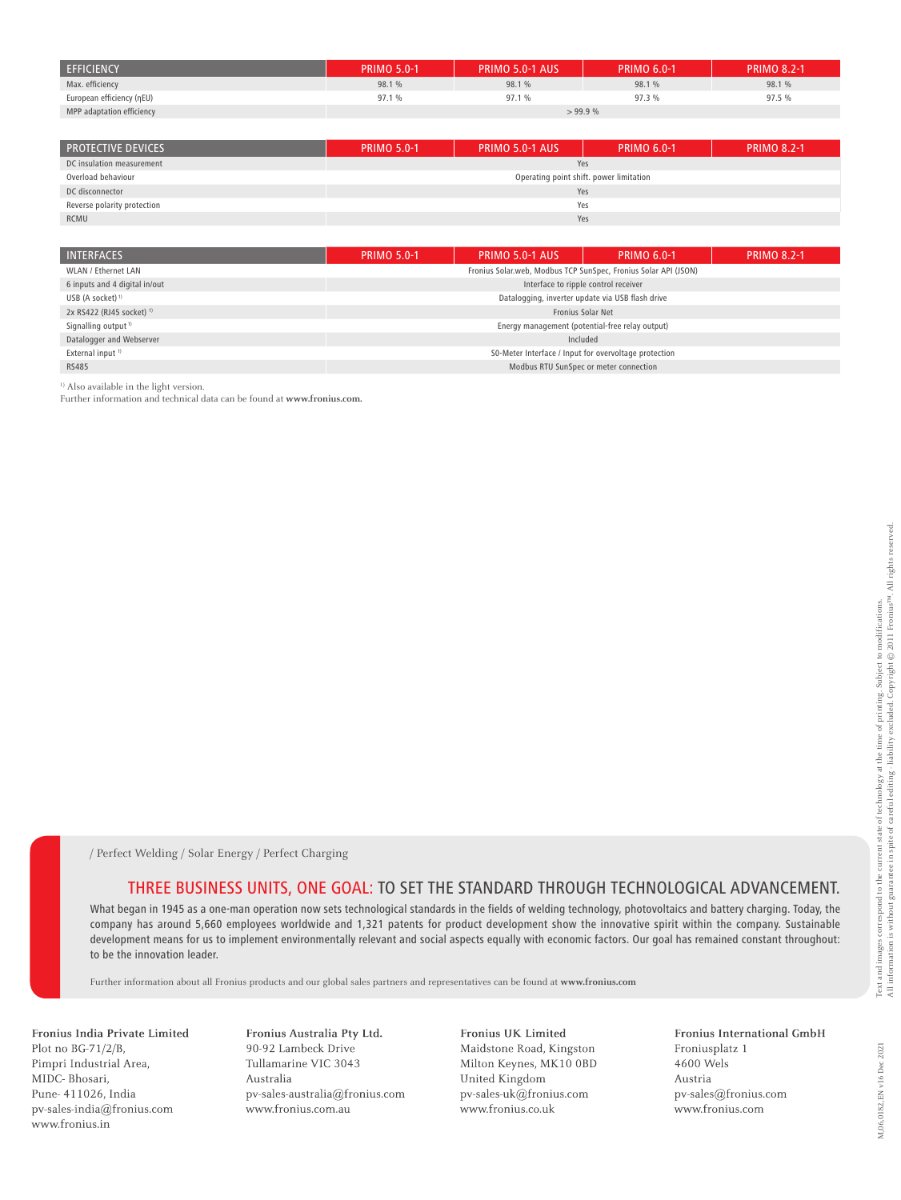| EFFICIENCY | PRIMO 5.0-1 | PRIMO 5.0-1 AUS | PRIMO 6.0-1 | PRIMO 8.2-1 |
|---|---|---|---|---|
| Max. efficiency | 98.1 % | 98.1 % | 98.1 % | 98.1 % |
| European efficiency (ηEU) | 97.1 % | 97.1 % | 97.3 % | 97.5 % |
| MPP adaptation efficiency | > 99.9 % | | | |

| PROTECTIVE DEVICES | PRIMO 5.0-1 | PRIMO 5.0-1 AUS | PRIMO 6.0-1 | PRIMO 8.2-1 |
|---|---|---|---|---|
| DC insulation measurement | Yes | | | |
| Overload behaviour | Operating point shift. power limitation | | | |
| DC disconnector | Yes | | | |
| Reverse polarity protection | Yes | | | |
| RCMU | Yes | | | |

| INTERFACES | PRIMO 5.0-1 | PRIMO 5.0-1 AUS | PRIMO 6.0-1 | PRIMO 8.2-1 |
|---|---|---|---|---|
| WLAN / Ethernet LAN | Fronius Solar.web, Modbus TCP SunSpec, Fronius Solar API (JSON) | | | |
| 6 inputs and 4 digital in/out | Interface to ripple control receiver | | | |
| USB (A socket) [1] | Datalogging, inverter update via USB flash drive | | | |
| 2x RS422 (RJ45 socket) [1] | Fronius Solar Net | | | |
| Signalling output [1] | Energy management (potential-free relay output) | | | |
| Datalogger and Webserver | Included | | | |
| External input [1] | S0-Meter Interface / Input for overvoltage protection | | | |
| RS485 | Modbus RTU SunSpec or meter connection | | | |

[1] Also available in the light version.
Further information and technical data can be found at **www.fronius.com.**

/ Perfect Welding / Solar Energy / Perfect Charging

## THREE BUSINESS UNITS, ONE GOAL: TO SET THE STANDARD THROUGH TECHNOLOGICAL ADVANCEMENT.

What began in 1945 as a one-man operation now sets technological standards in the fields of welding technology, photovoltaics and battery charging. Today, the company has around 5,660 employees worldwide and 1,321 patents for product development show the innovative spirit within the company. Sustainable development means for us to implement environmentally relevant and social aspects equally with economic factors. Our goal has remained constant throughout: to be the innovation leader.

Further information about all Fronius products and our global sales partners and representatives can be found at **www.fronius.com**

**Fronius India Private Limited**
Plot no BG-71/2/B,
Pimpri Industrial Area,
MIDC- Bhosari,
Pune- 411026, India
pv-sales-india@fronius.com
www.fronius.in

**Fronius Australia Pty Ltd.**
90-92 Lambeck Drive
Tullamarine VIC 3043
Australia
pv-sales-australia@fronius.com
www.fronius.com.au

**Fronius UK Limited**
Maidstone Road, Kingston
Milton Keynes, MK10 0BD
United Kingdom
pv-sales-uk@fronius.com
www.fronius.co.uk

**Fronius International GmbH**
Froniusplatz 1
4600 Wels
Austria
pv-sales@fronius.com
www.fronius.com

Text and images correspond to the current state of technology at the time of printing. Subject to modifications.
All information is without guarantee in spite of careful editing - liability excluded. Copyright © 2011 Fronius™. All rights reserved.

M,06,0182,EN v16 Dec 2021